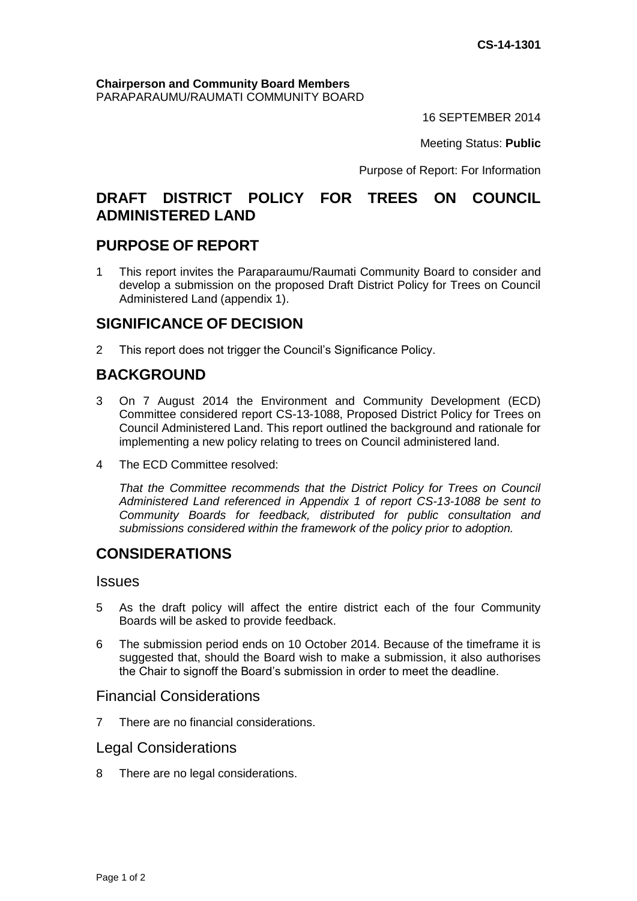**CS-14-1301**

**Chairperson and Community Board Members**
PARAPARAUMU/RAUMATI COMMUNITY BOARD

16 SEPTEMBER 2014

Meeting Status: **Public**

Purpose of Report: For Information

# DRAFT DISTRICT POLICY FOR TREES ON COUNCIL ADMINISTERED LAND

## PURPOSE OF REPORT

1 This report invites the Paraparaumu/Raumati Community Board to consider and develop a submission on the proposed Draft District Policy for Trees on Council Administered Land (appendix 1).

## SIGNIFICANCE OF DECISION

2 This report does not trigger the Council's Significance Policy.

## BACKGROUND

3 On 7 August 2014 the Environment and Community Development (ECD) Committee considered report CS-13-1088, Proposed District Policy for Trees on Council Administered Land. This report outlined the background and rationale for implementing a new policy relating to trees on Council administered land.

4 The ECD Committee resolved:

*That the Committee recommends that the District Policy for Trees on Council Administered Land referenced in Appendix 1 of report CS-13-1088 be sent to Community Boards for feedback, distributed for public consultation and submissions considered within the framework of the policy prior to adoption.*

## CONSIDERATIONS

### Issues

5 As the draft policy will affect the entire district each of the four Community Boards will be asked to provide feedback.

6 The submission period ends on 10 October 2014. Because of the timeframe it is suggested that, should the Board wish to make a submission, it also authorises the Chair to signoff the Board's submission in order to meet the deadline.

### Financial Considerations

7 There are no financial considerations.

### Legal Considerations

8 There are no legal considerations.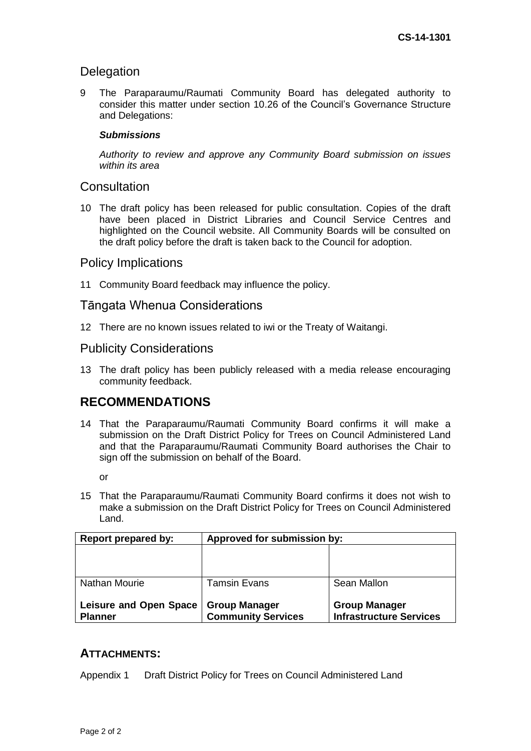## Delegation

9 The Paraparaumu/Raumati Community Board has delegated authority to consider this matter under section 10.26 of the Council's Governance Structure and Delegations:

***Submissions***

*Authority to review and approve any Community Board submission on issues within its area*

## Consultation

10 The draft policy has been released for public consultation. Copies of the draft have been placed in District Libraries and Council Service Centres and highlighted on the Council website. All Community Boards will be consulted on the draft policy before the draft is taken back to the Council for adoption.

## Policy Implications

11 Community Board feedback may influence the policy.

## Tāngata Whenua Considerations

12 There are no known issues related to iwi or the Treaty of Waitangi.

## Publicity Considerations

13 The draft policy has been publicly released with a media release encouraging community feedback.

# RECOMMENDATIONS

14 That the Paraparaumu/Raumati Community Board confirms it will make a submission on the Draft District Policy for Trees on Council Administered Land and that the Paraparaumu/Raumati Community Board authorises the Chair to sign off the submission on behalf of the Board.

or

15 That the Paraparaumu/Raumati Community Board confirms it does not wish to make a submission on the Draft District Policy for Trees on Council Administered Land.

| **Report prepared by:** | **Approved for submission by:** | |
|---|---|---|
| | | |
| Nathan Mourie<br><br>**Leisure and Open Space Planner** | Tamsin Evans<br><br>**Group Manager Community Services** | Sean Mallon<br><br>**Group Manager Infrastructure Services** |

## ATTACHMENTS:

Appendix 1 Draft District Policy for Trees on Council Administered Land